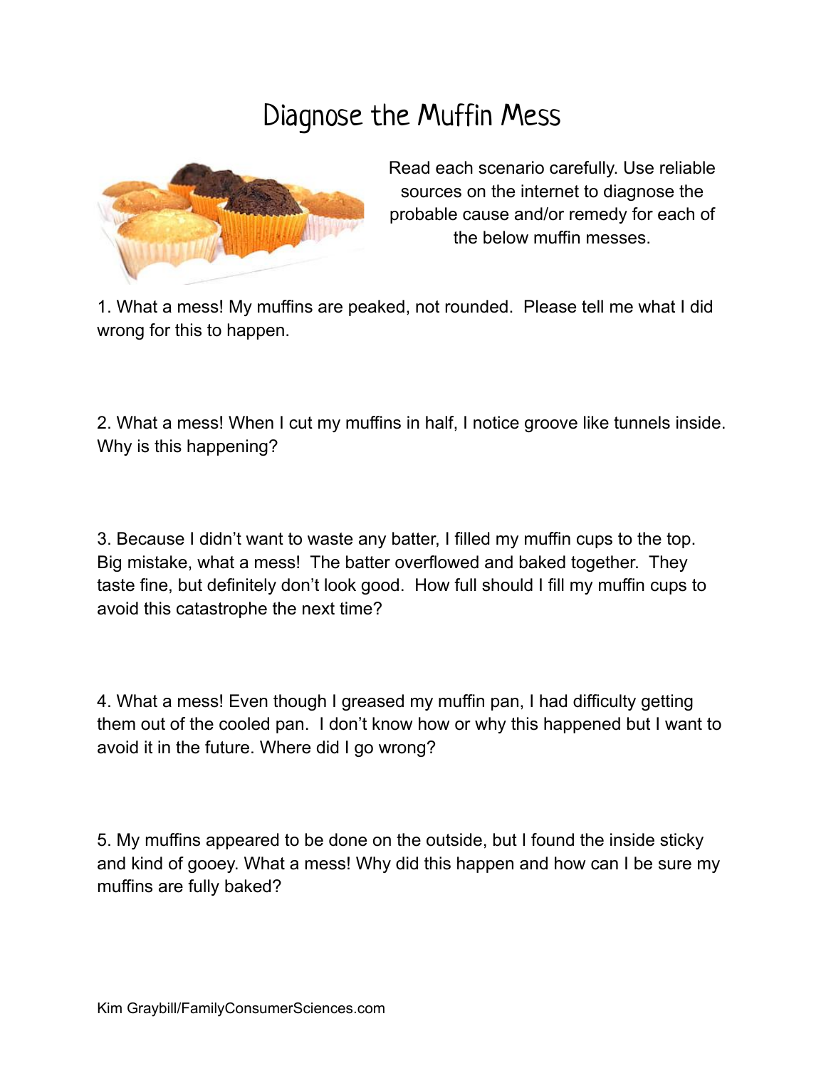# Diagnose the Muffin Mess

Read each scenario carefully. Use reliable sources on the internet to diagnose the probable cause and/or remedy for each of the below muffin messes.

1. What a mess! My muffins are peaked, not rounded. Please tell me what I did wrong for this to happen.

2. What a mess! When I cut my muffins in half, I notice groove like tunnels inside. Why is this happening?

3. Because I didn't want to waste any batter, I filled my muffin cups to the top. Big mistake, what a mess! The batter overflowed and baked together. They taste fine, but definitely don't look good. How full should I fill my muffin cups to avoid this catastrophe the next time?

4. What a mess! Even though I greased my muffin pan, I had difficulty getting them out of the cooled pan. I don't know how or why this happened but I want to avoid it in the future. Where did I go wrong?

5. My muffins appeared to be done on the outside, but I found the inside sticky and kind of gooey. What a mess! Why did this happen and how can I be sure my muffins are fully baked?

Kim Graybill/FamilyConsumerSciences.com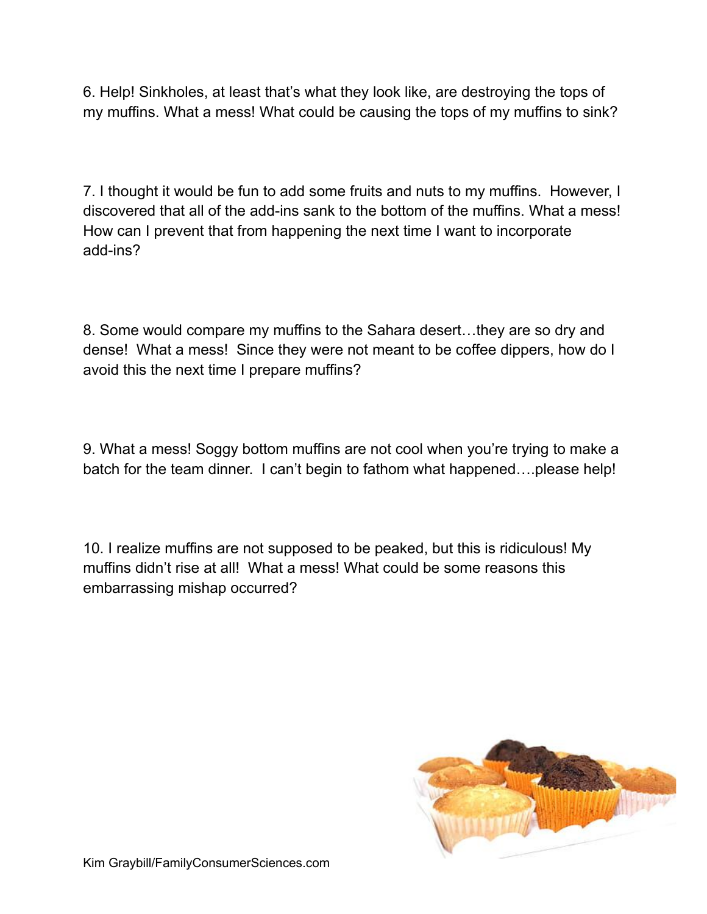6. Help! Sinkholes, at least that's what they look like, are destroying the tops of my muffins. What a mess! What could be causing the tops of my muffins to sink?

7. I thought it would be fun to add some fruits and nuts to my muffins. However, I discovered that all of the add-ins sank to the bottom of the muffins. What a mess! How can I prevent that from happening the next time I want to incorporate add-ins?

8. Some would compare my muffins to the Sahara desert…they are so dry and dense! What a mess! Since they were not meant to be coffee dippers, how do I avoid this the next time I prepare muffins?

9. What a mess! Soggy bottom muffins are not cool when you're trying to make a batch for the team dinner. I can't begin to fathom what happened….please help!

10. I realize muffins are not supposed to be peaked, but this is ridiculous! My muffins didn't rise at all! What a mess! What could be some reasons this embarrassing mishap occurred?

Kim Graybill/FamilyConsumerSciences.com